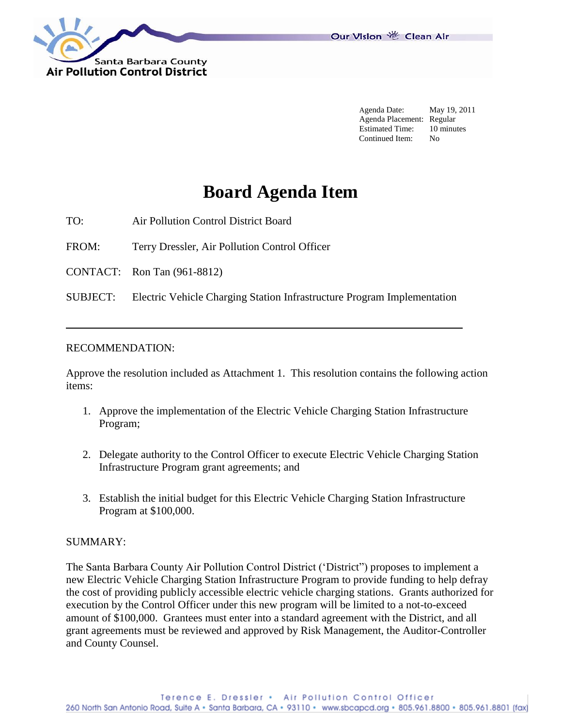Santa Barbara County
Air Pollution Control District

Our Vision Clean Air

| | |
|---|---|
| Agenda Date: | May 19, 2011 |
| Agenda Placement: | Regular |
| Estimated Time: | 10 minutes |
| Continued Item: | No |

# Board Agenda Item

TO: Air Pollution Control District Board

FROM: Terry Dressler, Air Pollution Control Officer

CONTACT: Ron Tan (961-8812)

SUBJECT: Electric Vehicle Charging Station Infrastructure Program Implementation

---

RECOMMENDATION:

Approve the resolution included as Attachment 1. This resolution contains the following action items:

1. Approve the implementation of the Electric Vehicle Charging Station Infrastructure Program;
2. Delegate authority to the Control Officer to execute Electric Vehicle Charging Station Infrastructure Program grant agreements; and
3. Establish the initial budget for this Electric Vehicle Charging Station Infrastructure Program at $100,000.

SUMMARY:

The Santa Barbara County Air Pollution Control District ('District") proposes to implement a new Electric Vehicle Charging Station Infrastructure Program to provide funding to help defray the cost of providing publicly accessible electric vehicle charging stations. Grants authorized for execution by the Control Officer under this new program will be limited to a not-to-exceed amount of $100,000. Grantees must enter into a standard agreement with the District, and all grant agreements must be reviewed and approved by Risk Management, the Auditor-Controller and County Counsel.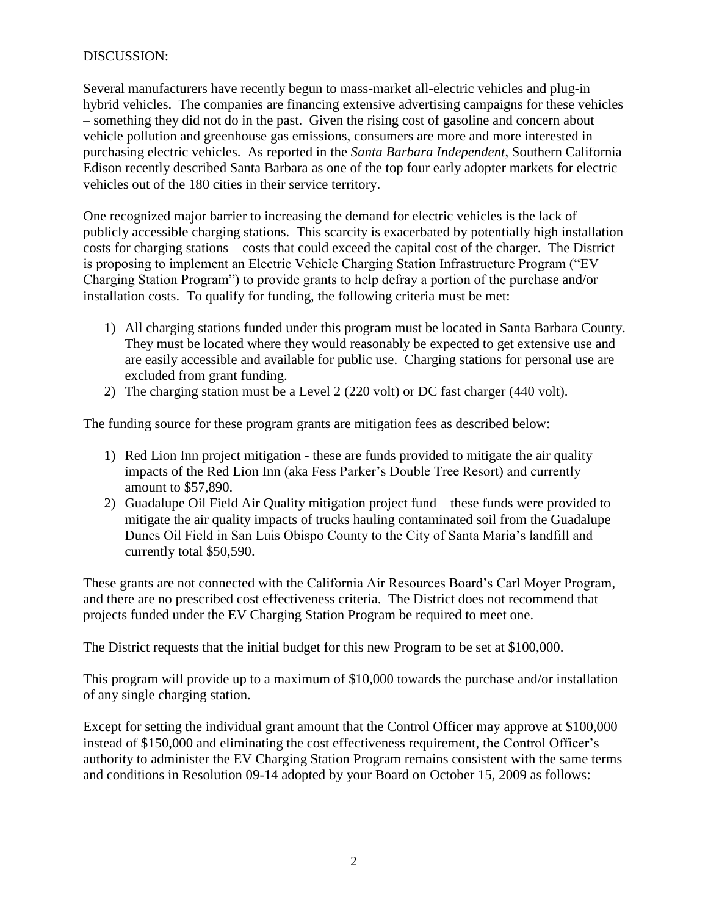DISCUSSION:

Several manufacturers have recently begun to mass-market all-electric vehicles and plug-in hybrid vehicles. The companies are financing extensive advertising campaigns for these vehicles – something they did not do in the past. Given the rising cost of gasoline and concern about vehicle pollution and greenhouse gas emissions, consumers are more and more interested in purchasing electric vehicles. As reported in the *Santa Barbara Independent*, Southern California Edison recently described Santa Barbara as one of the top four early adopter markets for electric vehicles out of the 180 cities in their service territory.

One recognized major barrier to increasing the demand for electric vehicles is the lack of publicly accessible charging stations. This scarcity is exacerbated by potentially high installation costs for charging stations – costs that could exceed the capital cost of the charger. The District is proposing to implement an Electric Vehicle Charging Station Infrastructure Program ("EV Charging Station Program") to provide grants to help defray a portion of the purchase and/or installation costs. To qualify for funding, the following criteria must be met:

1) All charging stations funded under this program must be located in Santa Barbara County. They must be located where they would reasonably be expected to get extensive use and are easily accessible and available for public use. Charging stations for personal use are excluded from grant funding.
2) The charging station must be a Level 2 (220 volt) or DC fast charger (440 volt).

The funding source for these program grants are mitigation fees as described below:

1) Red Lion Inn project mitigation - these are funds provided to mitigate the air quality impacts of the Red Lion Inn (aka Fess Parker's Double Tree Resort) and currently amount to $57,890.
2) Guadalupe Oil Field Air Quality mitigation project fund – these funds were provided to mitigate the air quality impacts of trucks hauling contaminated soil from the Guadalupe Dunes Oil Field in San Luis Obispo County to the City of Santa Maria's landfill and currently total $50,590.

These grants are not connected with the California Air Resources Board's Carl Moyer Program, and there are no prescribed cost effectiveness criteria. The District does not recommend that projects funded under the EV Charging Station Program be required to meet one.

The District requests that the initial budget for this new Program to be set at $100,000.

This program will provide up to a maximum of $10,000 towards the purchase and/or installation of any single charging station.

Except for setting the individual grant amount that the Control Officer may approve at $100,000 instead of $150,000 and eliminating the cost effectiveness requirement, the Control Officer's authority to administer the EV Charging Station Program remains consistent with the same terms and conditions in Resolution 09-14 adopted by your Board on October 15, 2009 as follows: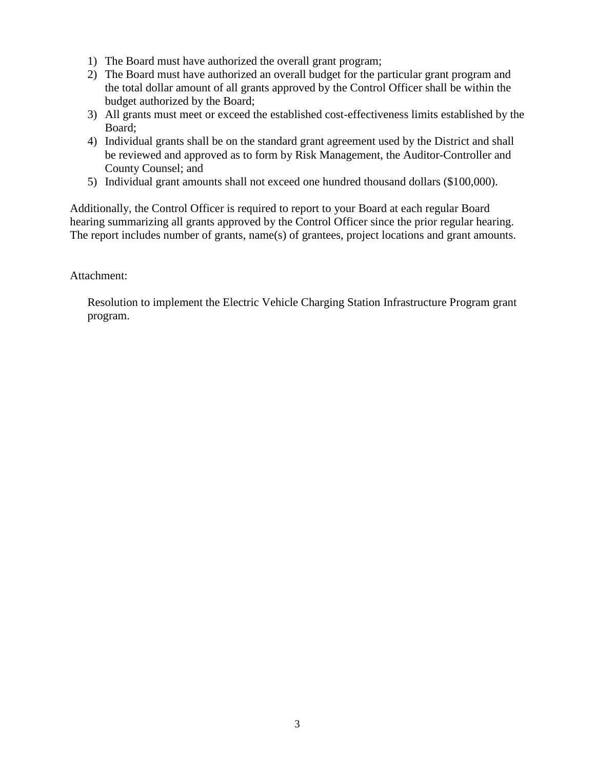1) The Board must have authorized the overall grant program;
2) The Board must have authorized an overall budget for the particular grant program and the total dollar amount of all grants approved by the Control Officer shall be within the budget authorized by the Board;
3) All grants must meet or exceed the established cost-effectiveness limits established by the Board;
4) Individual grants shall be on the standard grant agreement used by the District and shall be reviewed and approved as to form by Risk Management, the Auditor-Controller and County Counsel; and
5) Individual grant amounts shall not exceed one hundred thousand dollars ($100,000).

Additionally, the Control Officer is required to report to your Board at each regular Board hearing summarizing all grants approved by the Control Officer since the prior regular hearing. The report includes number of grants, name(s) of grantees, project locations and grant amounts.

Attachment:

Resolution to implement the Electric Vehicle Charging Station Infrastructure Program grant program.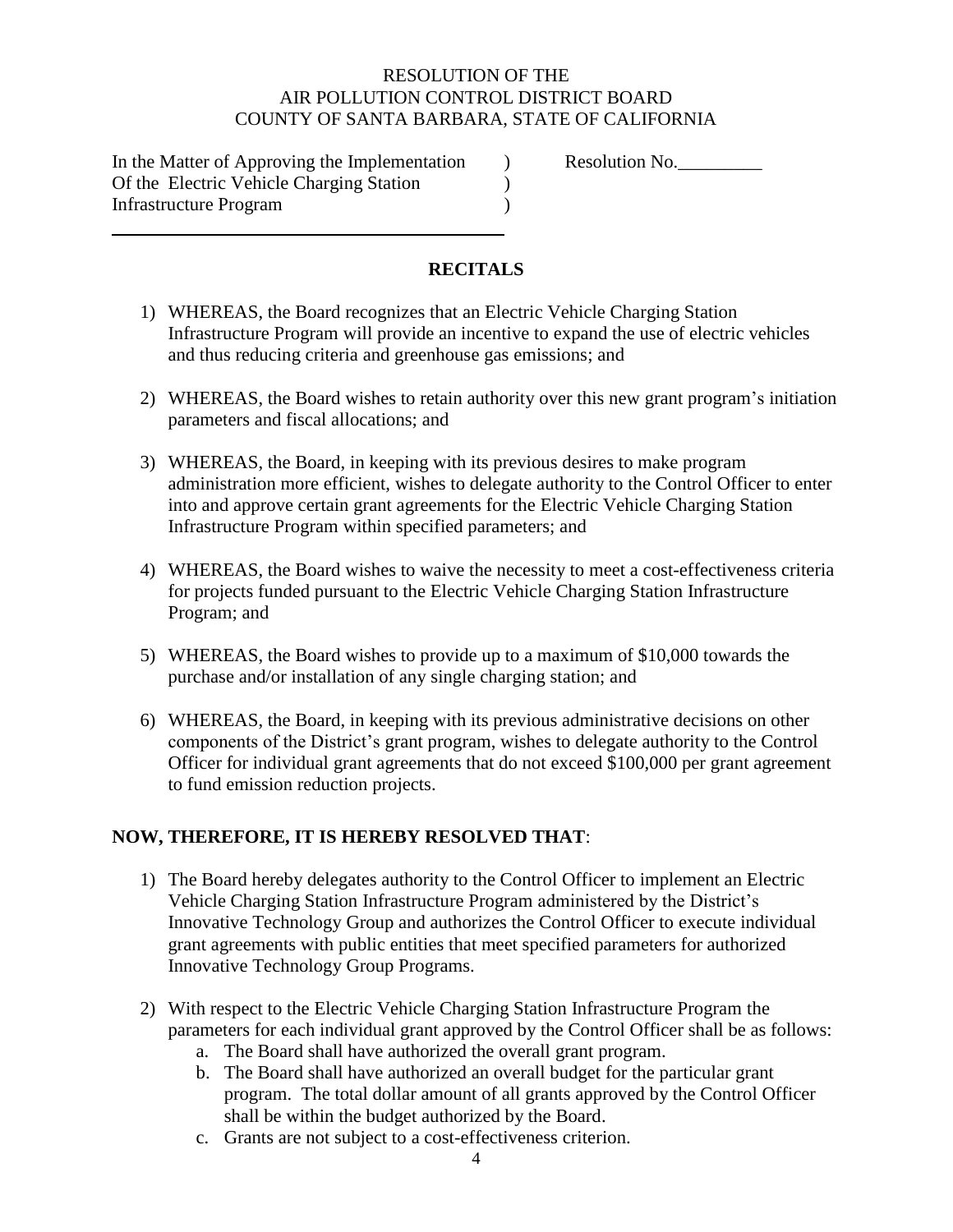RESOLUTION OF THE
AIR POLLUTION CONTROL DISTRICT BOARD
COUNTY OF SANTA BARBARA, STATE OF CALIFORNIA

In the Matter of Approving the Implementation )
Of the Electric Vehicle Charging Station )
Infrastructure Program )

Resolution No.\_\_\_\_\_\_\_\_\_

## RECITALS

1) WHEREAS, the Board recognizes that an Electric Vehicle Charging Station Infrastructure Program will provide an incentive to expand the use of electric vehicles and thus reducing criteria and greenhouse gas emissions; and

2) WHEREAS, the Board wishes to retain authority over this new grant program's initiation parameters and fiscal allocations; and

3) WHEREAS, the Board, in keeping with its previous desires to make program administration more efficient, wishes to delegate authority to the Control Officer to enter into and approve certain grant agreements for the Electric Vehicle Charging Station Infrastructure Program within specified parameters; and

4) WHEREAS, the Board wishes to waive the necessity to meet a cost-effectiveness criteria for projects funded pursuant to the Electric Vehicle Charging Station Infrastructure Program; and

5) WHEREAS, the Board wishes to provide up to a maximum of $10,000 towards the purchase and/or installation of any single charging station; and

6) WHEREAS, the Board, in keeping with its previous administrative decisions on other components of the District's grant program, wishes to delegate authority to the Control Officer for individual grant agreements that do not exceed $100,000 per grant agreement to fund emission reduction projects.

**NOW, THEREFORE, IT IS HEREBY RESOLVED THAT**:

1) The Board hereby delegates authority to the Control Officer to implement an Electric Vehicle Charging Station Infrastructure Program administered by the District's Innovative Technology Group and authorizes the Control Officer to execute individual grant agreements with public entities that meet specified parameters for authorized Innovative Technology Group Programs.

2) With respect to the Electric Vehicle Charging Station Infrastructure Program the parameters for each individual grant approved by the Control Officer shall be as follows:
    a. The Board shall have authorized the overall grant program.
    b. The Board shall have authorized an overall budget for the particular grant program. The total dollar amount of all grants approved by the Control Officer shall be within the budget authorized by the Board.
    c. Grants are not subject to a cost-effectiveness criterion.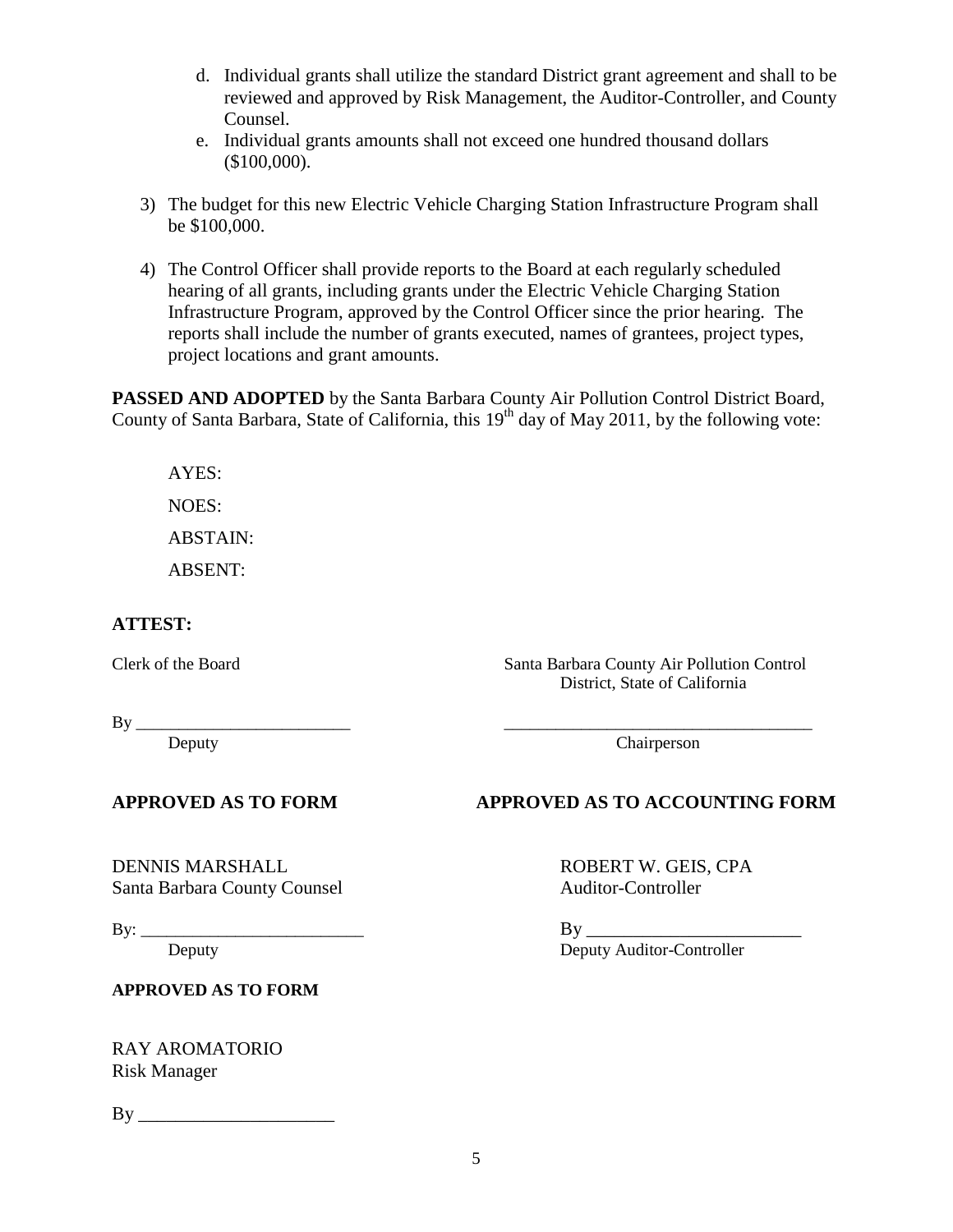d. Individual grants shall utilize the standard District grant agreement and shall to be reviewed and approved by Risk Management, the Auditor-Controller, and County Counsel.

e. Individual grants amounts shall not exceed one hundred thousand dollars ($100,000).

3) The budget for this new Electric Vehicle Charging Station Infrastructure Program shall be $100,000.

4) The Control Officer shall provide reports to the Board at each regularly scheduled hearing of all grants, including grants under the Electric Vehicle Charging Station Infrastructure Program, approved by the Control Officer since the prior hearing. The reports shall include the number of grants executed, names of grantees, project types, project locations and grant amounts.

**PASSED AND ADOPTED** by the Santa Barbara County Air Pollution Control District Board, County of Santa Barbara, State of California, this 19th day of May 2011, by the following vote:

AYES:

NOES:

ABSTAIN:

ABSENT:

**ATTEST:**

Clerk of the Board

By _________________________
Deputy

Santa Barbara County Air Pollution Control District, State of California

_________________________________
Chairperson

**APPROVED AS TO FORM**

DENNIS MARSHALL
Santa Barbara County Counsel

By: _________________________
Deputy

**APPROVED AS TO ACCOUNTING FORM**

ROBERT W. GEIS, CPA
Auditor-Controller

By _______________________
Deputy Auditor-Controller

**APPROVED AS TO FORM**

RAY AROMATORIO
Risk Manager

By _____________________